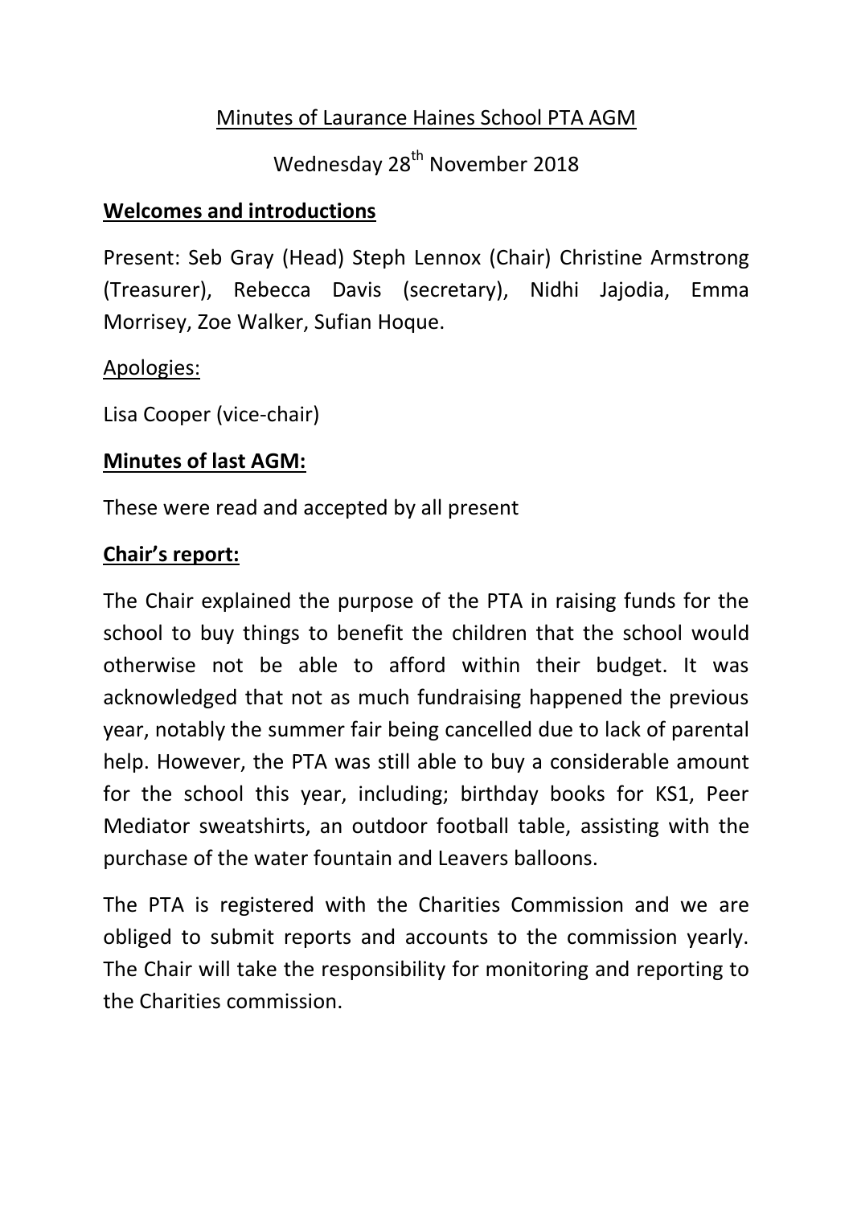# Minutes of Laurance Haines School PTA AGM

Wednesday 28th November 2018

## Welcomes and introductions

Present: Seb Gray (Head) Steph Lennox (Chair) Christine Armstrong (Treasurer), Rebecca Davis (secretary), Nidhi Jajodia, Emma Morrisey, Zoe Walker, Sufian Hoque.

Apologies:

Lisa Cooper (vice-chair)

## Minutes of last AGM:

These were read and accepted by all present

## Chair's report:

The Chair explained the purpose of the PTA in raising funds for the school to buy things to benefit the children that the school would otherwise not be able to afford within their budget. It was acknowledged that not as much fundraising happened the previous year, notably the summer fair being cancelled due to lack of parental help. However, the PTA was still able to buy a considerable amount for the school this year, including; birthday books for KS1, Peer Mediator sweatshirts, an outdoor football table, assisting with the purchase of the water fountain and Leavers balloons.

The PTA is registered with the Charities Commission and we are obliged to submit reports and accounts to the commission yearly. The Chair will take the responsibility for monitoring and reporting to the Charities commission.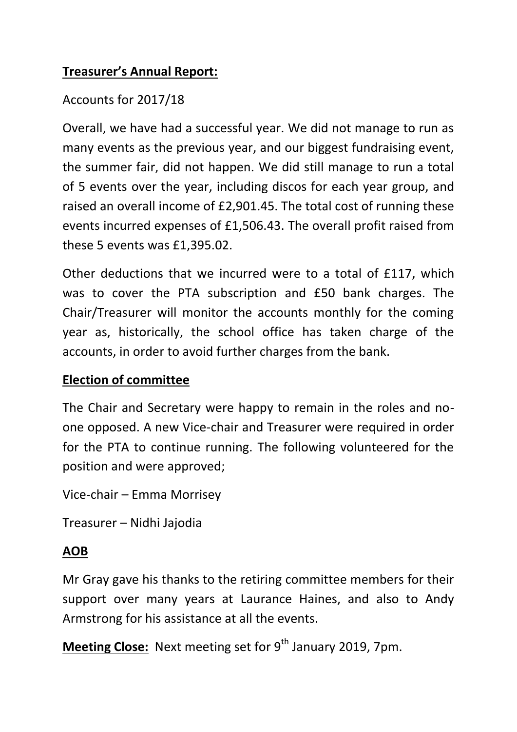**Treasurer's Annual Report:**

Accounts for 2017/18

Overall, we have had a successful year. We did not manage to run as many events as the previous year, and our biggest fundraising event, the summer fair, did not happen. We did still manage to run a total of 5 events over the year, including discos for each year group, and raised an overall income of £2,901.45. The total cost of running these events incurred expenses of £1,506.43. The overall profit raised from these 5 events was £1,395.02.

Other deductions that we incurred were to a total of £117, which was to cover the PTA subscription and £50 bank charges. The Chair/Treasurer will monitor the accounts monthly for the coming year as, historically, the school office has taken charge of the accounts, in order to avoid further charges from the bank.

**Election of committee**

The Chair and Secretary were happy to remain in the roles and no-one opposed. A new Vice-chair and Treasurer were required in order for the PTA to continue running. The following volunteered for the position and were approved;

Vice-chair – Emma Morrisey

Treasurer – Nidhi Jajodia

**AOB**

Mr Gray gave his thanks to the retiring committee members for their support over many years at Laurance Haines, and also to Andy Armstrong for his assistance at all the events.

**Meeting Close:** Next meeting set for 9th January 2019, 7pm.